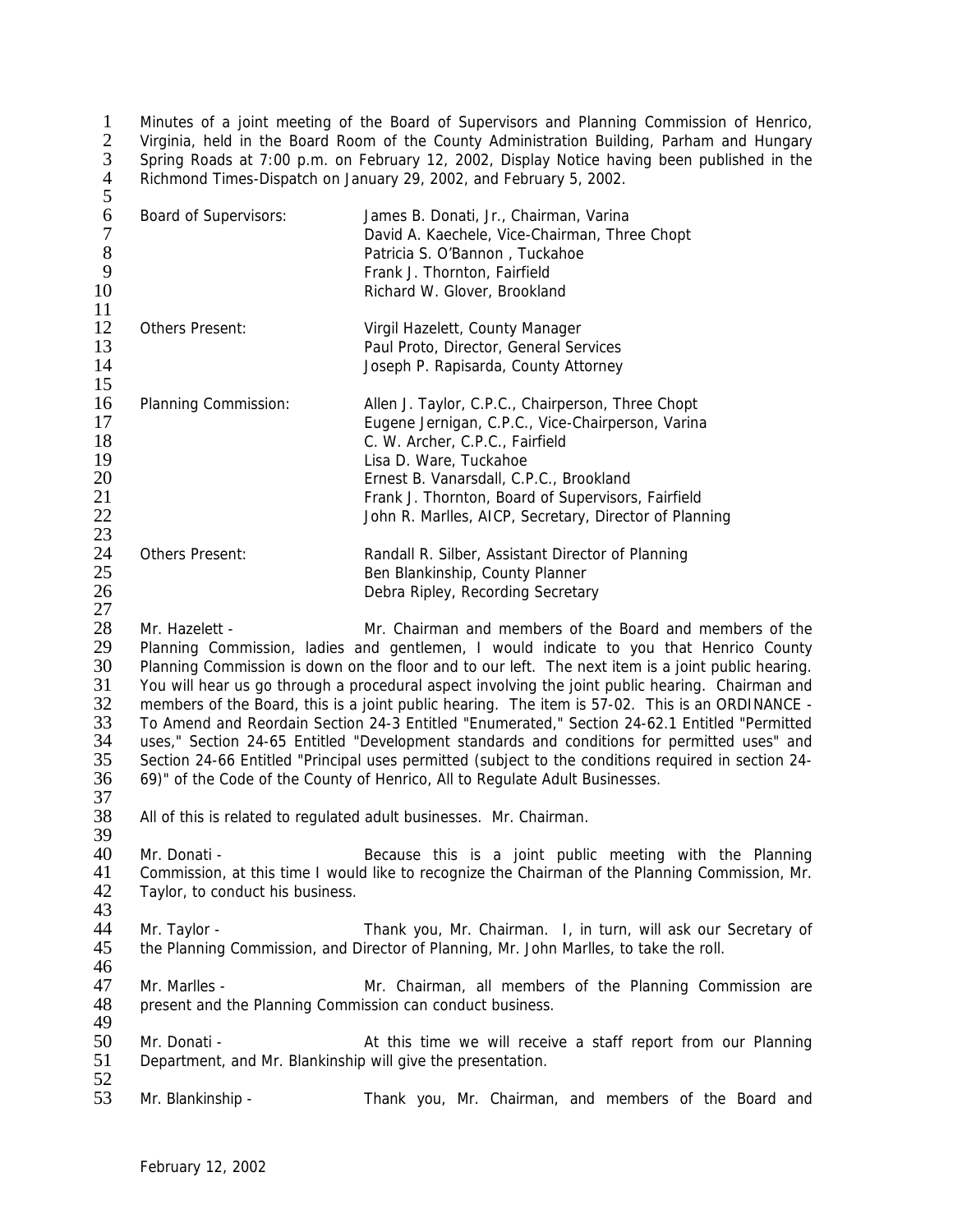Minutes of a joint meeting of the Board of Supervisors and Planning Commission of Henrico, Virginia, held in the Board Room of the County Administration Building, Parham and Hungary Spring Roads at 7:00 p.m. on February 12, 2002, Display Notice having been published in the Richmond Times-Dispatch on January 29, 2002, and February 5, 2002.

| | |
|---|---|
| Board of Supervisors: | James B. Donati, Jr., Chairman, Varina |
| | David A. Kaechele, Vice-Chairman, Three Chopt |
| | Patricia S. O'Bannon , Tuckahoe |
| | Frank J. Thornton, Fairfield |
| | Richard W. Glover, Brookland |
| Others Present: | Virgil Hazelett, County Manager |
| | Paul Proto, Director, General Services |
| | Joseph P. Rapisarda, County Attorney |
| Planning Commission: | Allen J. Taylor, C.P.C., Chairperson, Three Chopt |
| | Eugene Jernigan, C.P.C., Vice-Chairperson, Varina |
| | C. W. Archer, C.P.C., Fairfield |
| | Lisa D. Ware, Tuckahoe |
| | Ernest B. Vanarsdall, C.P.C., Brookland |
| | Frank J. Thornton, Board of Supervisors, Fairfield |
| | John R. Marlles, AICP, Secretary, Director of Planning |
| Others Present: | Randall R. Silber, Assistant Director of Planning |
| | Ben Blankinship, County Planner |
| | Debra Ripley, Recording Secretary |

Mr. Hazelett - Mr. Chairman and members of the Board and members of the Planning Commission, ladies and gentlemen, I would indicate to you that Henrico County Planning Commission is down on the floor and to our left. The next item is a joint public hearing. You will hear us go through a procedural aspect involving the joint public hearing. Chairman and members of the Board, this is a joint public hearing. The item is 57-02. This is an ORDINANCE - To Amend and Reordain Section 24-3 Entitled "Enumerated," Section 24-62.1 Entitled "Permitted uses," Section 24-65 Entitled "Development standards and conditions for permitted uses" and Section 24-66 Entitled "Principal uses permitted (subject to the conditions required in section 24-69)" of the Code of the County of Henrico, All to Regulate Adult Businesses.

All of this is related to regulated adult businesses. Mr. Chairman.

Mr. Donati - Because this is a joint public meeting with the Planning Commission, at this time I would like to recognize the Chairman of the Planning Commission, Mr. Taylor, to conduct his business.

Mr. Taylor - Thank you, Mr. Chairman. I, in turn, will ask our Secretary of the Planning Commission, and Director of Planning, Mr. John Marlles, to take the roll.

Mr. Marlles - Mr. Chairman, all members of the Planning Commission are present and the Planning Commission can conduct business.

Mr. Donati - At this time we will receive a staff report from our Planning Department, and Mr. Blankinship will give the presentation.

Mr. Blankinship - Thank you, Mr. Chairman, and members of the Board and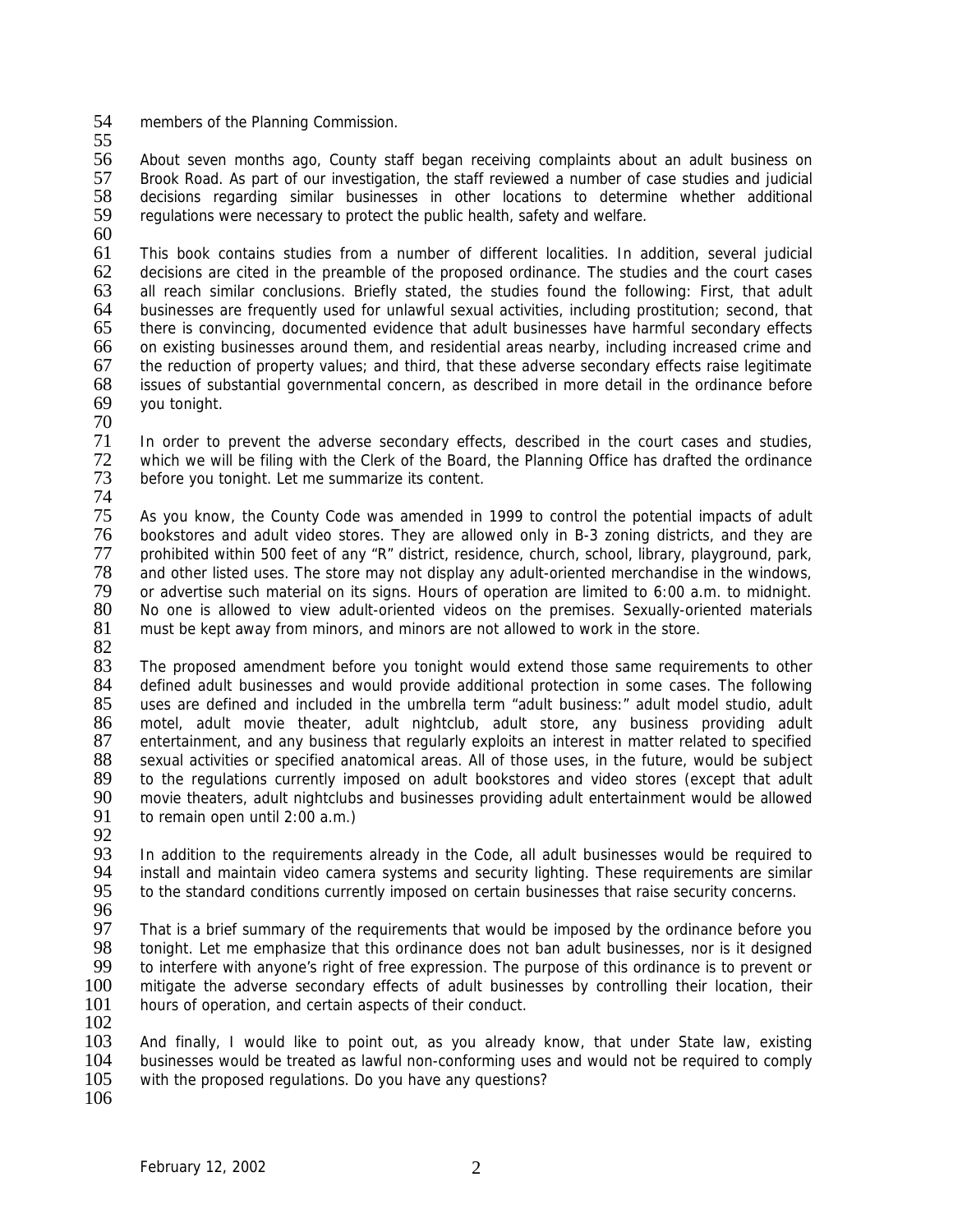members of the Planning Commission.

About seven months ago, County staff began receiving complaints about an adult business on Brook Road. As part of our investigation, the staff reviewed a number of case studies and judicial decisions regarding similar businesses in other locations to determine whether additional regulations were necessary to protect the public health, safety and welfare.

This book contains studies from a number of different localities. In addition, several judicial decisions are cited in the preamble of the proposed ordinance. The studies and the court cases all reach similar conclusions. Briefly stated, the studies found the following: First, that adult businesses are frequently used for unlawful sexual activities, including prostitution; second, that there is convincing, documented evidence that adult businesses have harmful secondary effects on existing businesses around them, and residential areas nearby, including increased crime and the reduction of property values; and third, that these adverse secondary effects raise legitimate issues of substantial governmental concern, as described in more detail in the ordinance before you tonight.

In order to prevent the adverse secondary effects, described in the court cases and studies, which we will be filing with the Clerk of the Board, the Planning Office has drafted the ordinance before you tonight. Let me summarize its content.

As you know, the County Code was amended in 1999 to control the potential impacts of adult bookstores and adult video stores. They are allowed only in B-3 zoning districts, and they are prohibited within 500 feet of any "R" district, residence, church, school, library, playground, park, and other listed uses. The store may not display any adult-oriented merchandise in the windows, or advertise such material on its signs. Hours of operation are limited to 6:00 a.m. to midnight. No one is allowed to view adult-oriented videos on the premises. Sexually-oriented materials must be kept away from minors, and minors are not allowed to work in the store.

The proposed amendment before you tonight would extend those same requirements to other defined adult businesses and would provide additional protection in some cases. The following uses are defined and included in the umbrella term "adult business:" adult model studio, adult motel, adult movie theater, adult nightclub, adult store, any business providing adult entertainment, and any business that regularly exploits an interest in matter related to specified sexual activities or specified anatomical areas. All of those uses, in the future, would be subject to the regulations currently imposed on adult bookstores and video stores (except that adult movie theaters, adult nightclubs and businesses providing adult entertainment would be allowed to remain open until 2:00 a.m.)

In addition to the requirements already in the Code, all adult businesses would be required to install and maintain video camera systems and security lighting. These requirements are similar to the standard conditions currently imposed on certain businesses that raise security concerns.

That is a brief summary of the requirements that would be imposed by the ordinance before you tonight. Let me emphasize that this ordinance does not ban adult businesses, nor is it designed to interfere with anyone's right of free expression. The purpose of this ordinance is to prevent or mitigate the adverse secondary effects of adult businesses by controlling their location, their hours of operation, and certain aspects of their conduct.

And finally, I would like to point out, as you already know, that under State law, existing businesses would be treated as lawful non-conforming uses and would not be required to comply with the proposed regulations. Do you have any questions?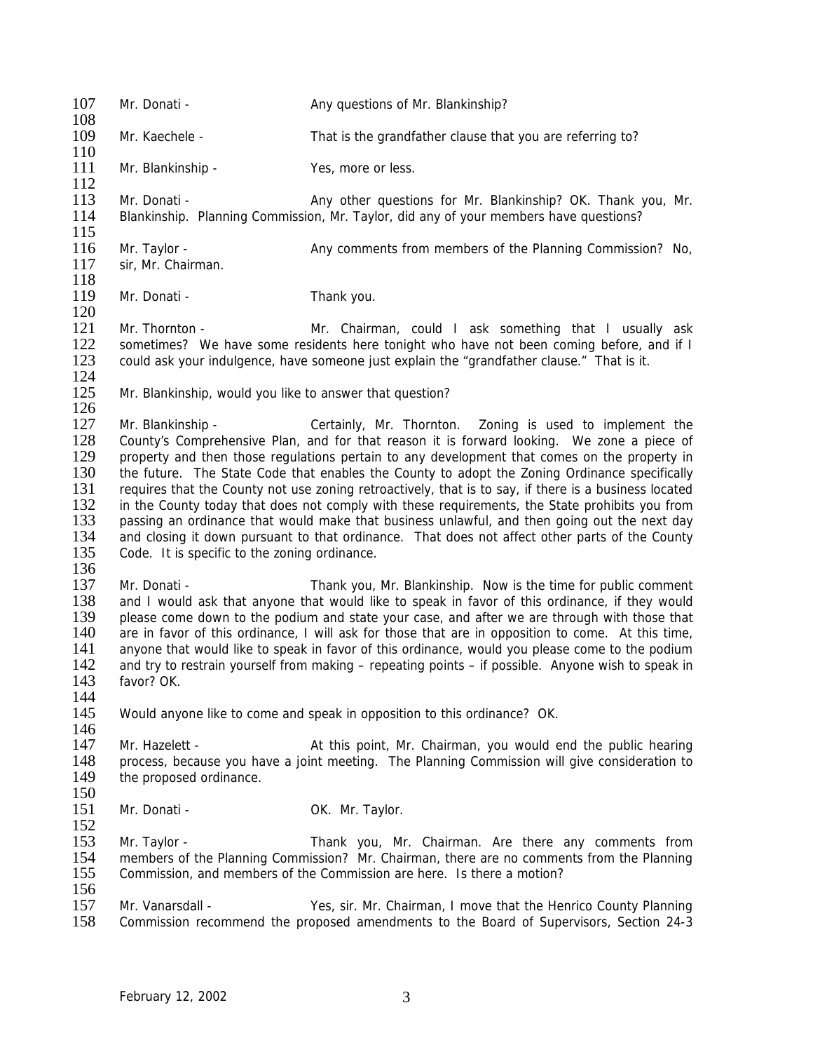Mr. Donati - Any questions of Mr. Blankinship?

Mr. Kaechele - That is the grandfather clause that you are referring to?

Mr. Blankinship - Yes, more or less.

Mr. Donati - Any other questions for Mr. Blankinship? OK. Thank you, Mr. Blankinship. Planning Commission, Mr. Taylor, did any of your members have questions?

Mr. Taylor - Any comments from members of the Planning Commission? No, sir, Mr. Chairman.

Mr. Donati - Thank you.

Mr. Thornton - Mr. Chairman, could I ask something that I usually ask sometimes? We have some residents here tonight who have not been coming before, and if I could ask your indulgence, have someone just explain the "grandfather clause." That is it.

Mr. Blankinship, would you like to answer that question?

Mr. Blankinship - Certainly, Mr. Thornton. Zoning is used to implement the County's Comprehensive Plan, and for that reason it is forward looking. We zone a piece of property and then those regulations pertain to any development that comes on the property in the future. The State Code that enables the County to adopt the Zoning Ordinance specifically requires that the County not use zoning retroactively, that is to say, if there is a business located in the County today that does not comply with these requirements, the State prohibits you from passing an ordinance that would make that business unlawful, and then going out the next day and closing it down pursuant to that ordinance. That does not affect other parts of the County Code. It is specific to the zoning ordinance.

Mr. Donati - Thank you, Mr. Blankinship. Now is the time for public comment and I would ask that anyone that would like to speak in favor of this ordinance, if they would please come down to the podium and state your case, and after we are through with those that are in favor of this ordinance, I will ask for those that are in opposition to come. At this time, anyone that would like to speak in favor of this ordinance, would you please come to the podium and try to restrain yourself from making – repeating points – if possible. Anyone wish to speak in favor? OK.

Would anyone like to come and speak in opposition to this ordinance? OK.

Mr. Hazelett - At this point, Mr. Chairman, you would end the public hearing process, because you have a joint meeting. The Planning Commission will give consideration to the proposed ordinance.

Mr. Donati - OK. Mr. Taylor.

Mr. Taylor - Thank you, Mr. Chairman. Are there any comments from members of the Planning Commission? Mr. Chairman, there are no comments from the Planning Commission, and members of the Commission are here. Is there a motion?

Mr. Vanarsdall - Yes, sir. Mr. Chairman, I move that the Henrico County Planning Commission recommend the proposed amendments to the Board of Supervisors, Section 24-3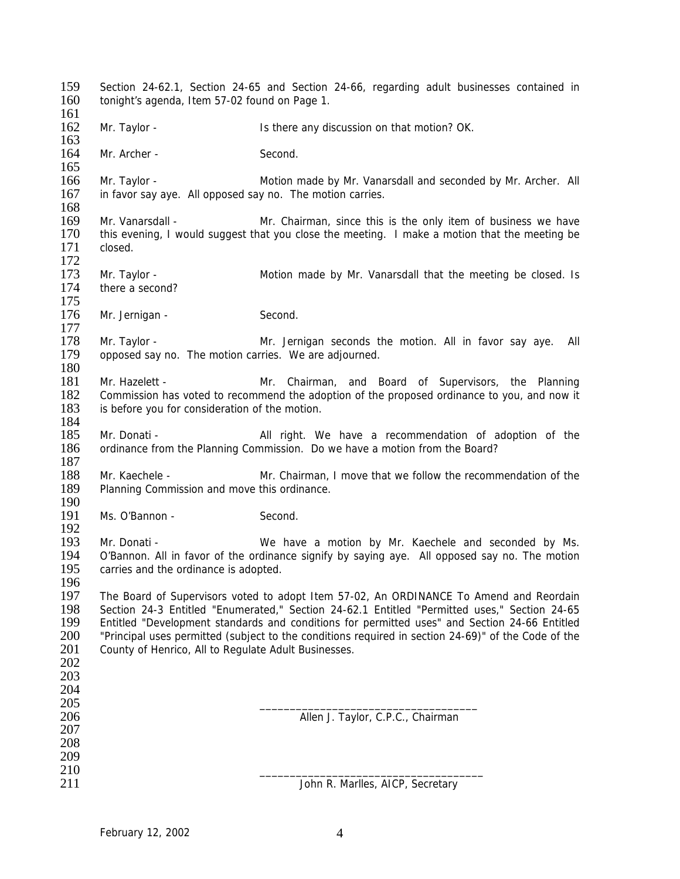Section 24-62.1, Section 24-65 and Section 24-66, regarding adult businesses contained in tonight's agenda, Item 57-02 found on Page 1.

Mr. Taylor - Is there any discussion on that motion? OK.

Mr. Archer - Second.

Mr. Taylor - Motion made by Mr. Vanarsdall and seconded by Mr. Archer. All in favor say aye. All opposed say no. The motion carries.

Mr. Vanarsdall - Mr. Chairman, since this is the only item of business we have this evening, I would suggest that you close the meeting. I make a motion that the meeting be closed.

Mr. Taylor - Motion made by Mr. Vanarsdall that the meeting be closed. Is there a second?

Mr. Jernigan - Second.

Mr. Taylor - Mr. Jernigan seconds the motion. All in favor say aye. All opposed say no. The motion carries. We are adjourned.

Mr. Hazelett - Mr. Chairman, and Board of Supervisors, the Planning Commission has voted to recommend the adoption of the proposed ordinance to you, and now it is before you for consideration of the motion.

Mr. Donati - All right. We have a recommendation of adoption of the ordinance from the Planning Commission. Do we have a motion from the Board?

Mr. Kaechele - Mr. Chairman, I move that we follow the recommendation of the Planning Commission and move this ordinance.

Ms. O'Bannon - Second.

Mr. Donati - We have a motion by Mr. Kaechele and seconded by Ms. O'Bannon. All in favor of the ordinance signify by saying aye. All opposed say no. The motion carries and the ordinance is adopted.

The Board of Supervisors voted to adopt Item 57-02, An ORDINANCE To Amend and Reordain Section 24-3 Entitled "Enumerated," Section 24-62.1 Entitled "Permitted uses," Section 24-65 Entitled "Development standards and conditions for permitted uses" and Section 24-66 Entitled "Principal uses permitted (subject to the conditions required in section 24-69)" of the Code of the County of Henrico, All to Regulate Adult Businesses.

\_\_\_\_\_\_\_\_\_\_\_\_\_\_\_\_\_\_\_\_\_\_\_\_\_\_\_\_\_\_\_\_\_\_\_\_

Allen J. Taylor, C.P.C., Chairman

\_\_\_\_\_\_\_\_\_\_\_\_\_\_\_\_\_\_\_\_\_\_\_\_\_\_\_\_\_\_\_\_\_\_\_\_

John R. Marlles, AICP, Secretary